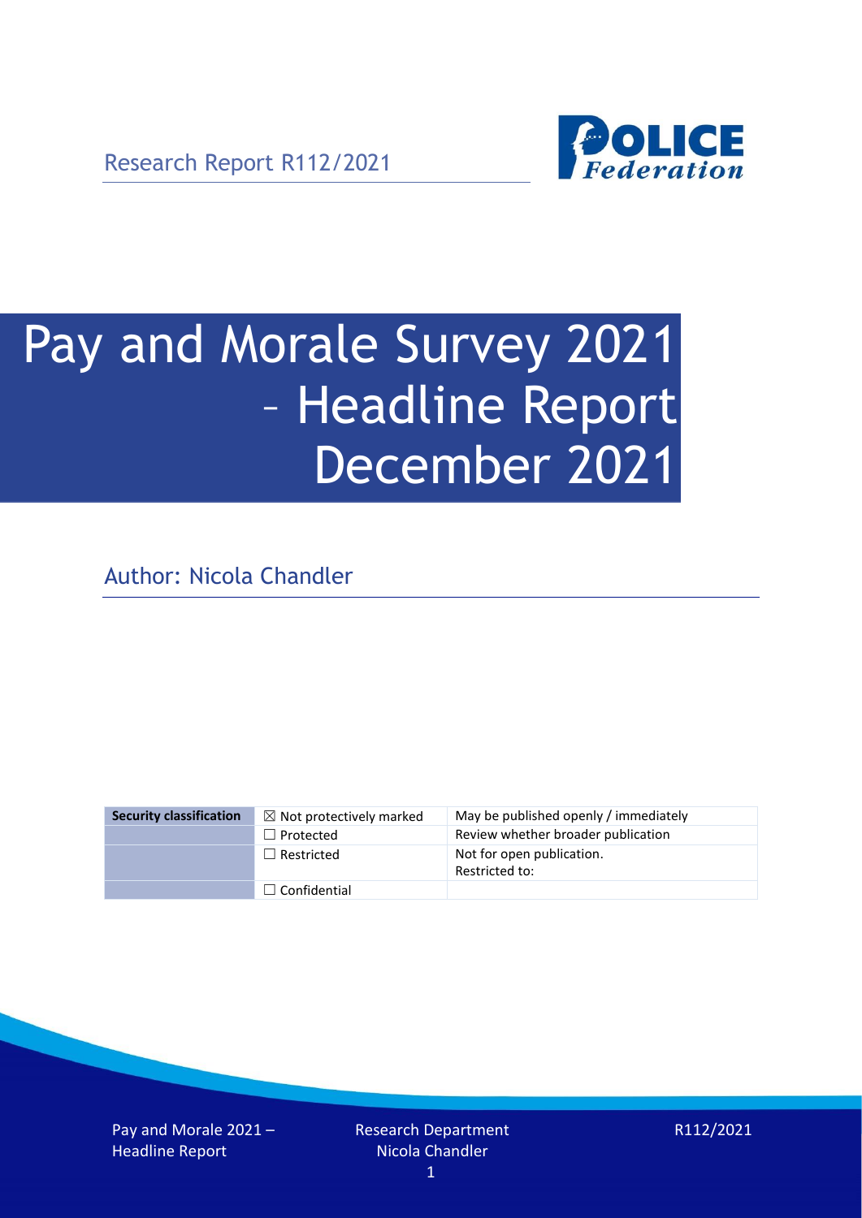Research Report R112/2021

# Pay and Morale Survey 2021 – Headline Report December 2021

Author: Nicola Chandler

| Security classification | ☒ Not protectively marked | May be published openly / immediately |
|---|---|---|
| | ☐ Protected | Review whether broader publication |
| | ☐ Restricted | Not for open publication. Restricted to: |
| | ☐ Confidential | |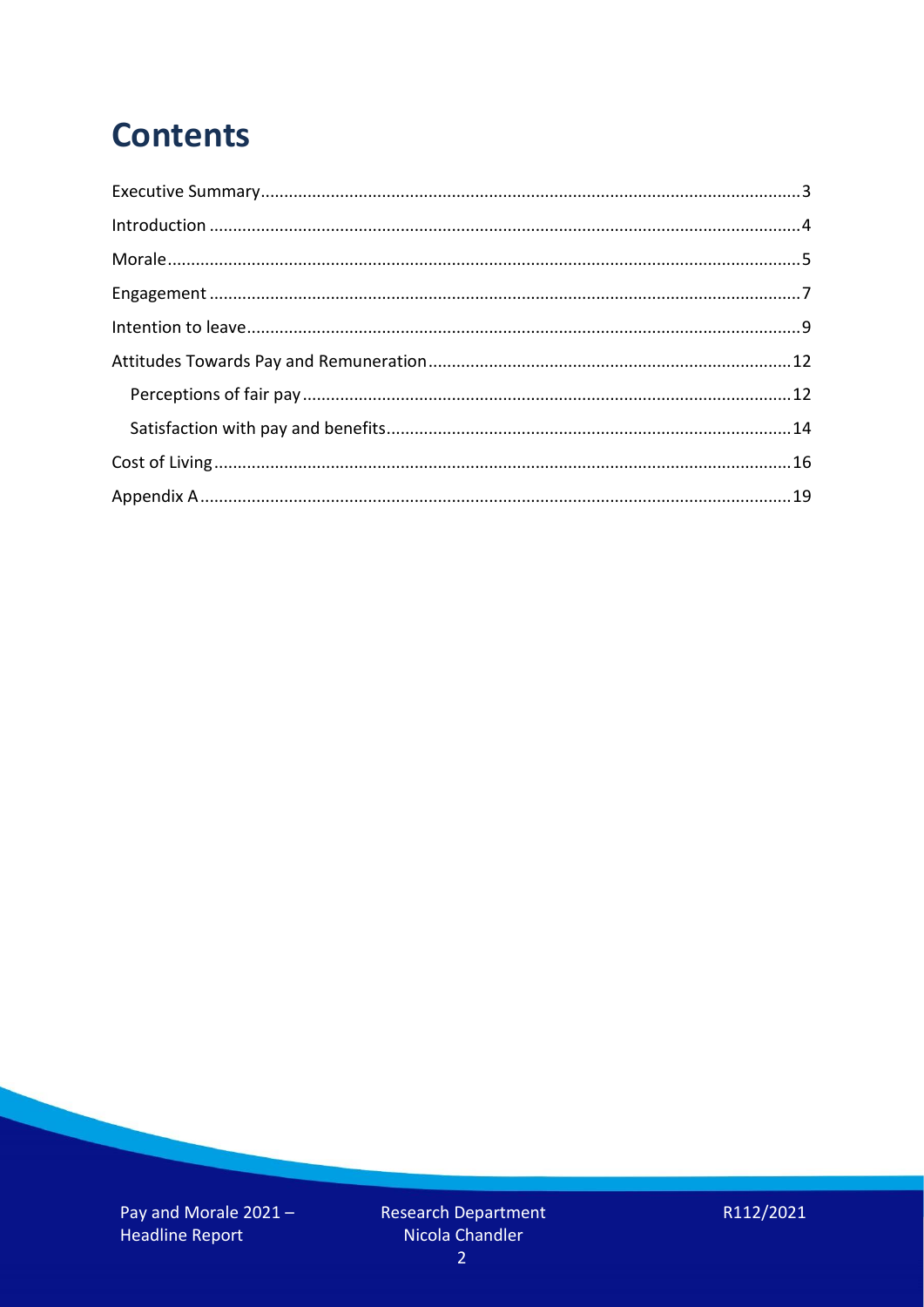# Contents

- Executive Summary....3
- Introduction....4
- Morale....5
- Engagement....7
- Intention to leave....9
- Attitudes Towards Pay and Remuneration....12
  - Perceptions of fair pay....12
  - Satisfaction with pay and benefits....14
- Cost of Living....16
- Appendix A....19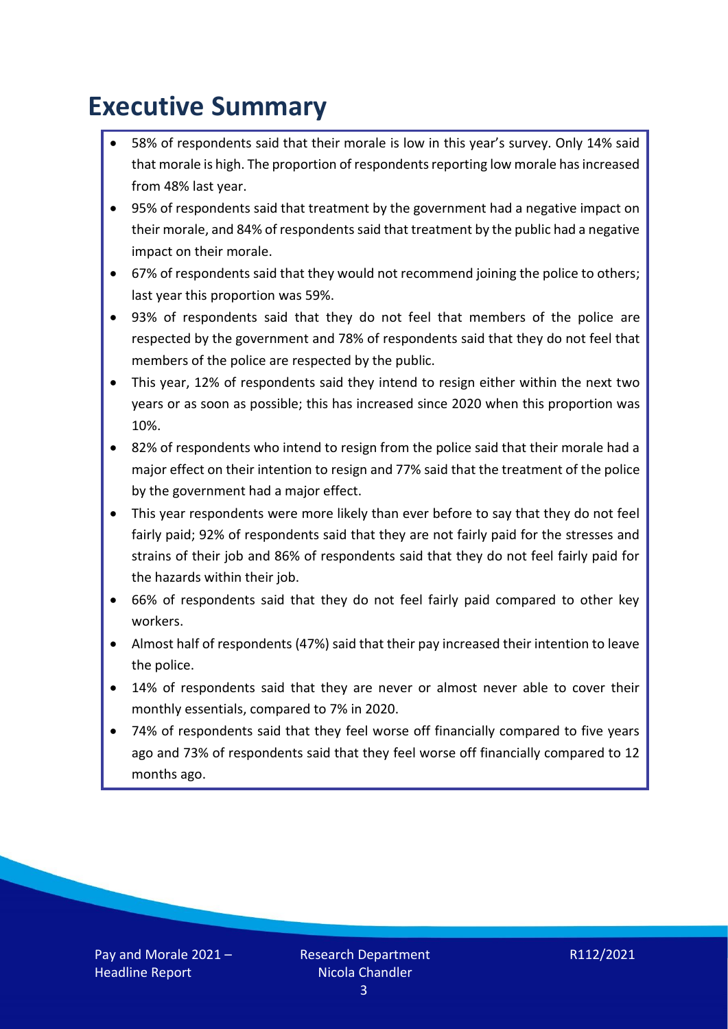# Executive Summary

- 58% of respondents said that their morale is low in this year's survey. Only 14% said that morale is high. The proportion of respondents reporting low morale has increased from 48% last year.
- 95% of respondents said that treatment by the government had a negative impact on their morale, and 84% of respondents said that treatment by the public had a negative impact on their morale.
- 67% of respondents said that they would not recommend joining the police to others; last year this proportion was 59%.
- 93% of respondents said that they do not feel that members of the police are respected by the government and 78% of respondents said that they do not feel that members of the police are respected by the public.
- This year, 12% of respondents said they intend to resign either within the next two years or as soon as possible; this has increased since 2020 when this proportion was 10%.
- 82% of respondents who intend to resign from the police said that their morale had a major effect on their intention to resign and 77% said that the treatment of the police by the government had a major effect.
- This year respondents were more likely than ever before to say that they do not feel fairly paid; 92% of respondents said that they are not fairly paid for the stresses and strains of their job and 86% of respondents said that they do not feel fairly paid for the hazards within their job.
- 66% of respondents said that they do not feel fairly paid compared to other key workers.
- Almost half of respondents (47%) said that their pay increased their intention to leave the police.
- 14% of respondents said that they are never or almost never able to cover their monthly essentials, compared to 7% in 2020.
- 74% of respondents said that they feel worse off financially compared to five years ago and 73% of respondents said that they feel worse off financially compared to 12 months ago.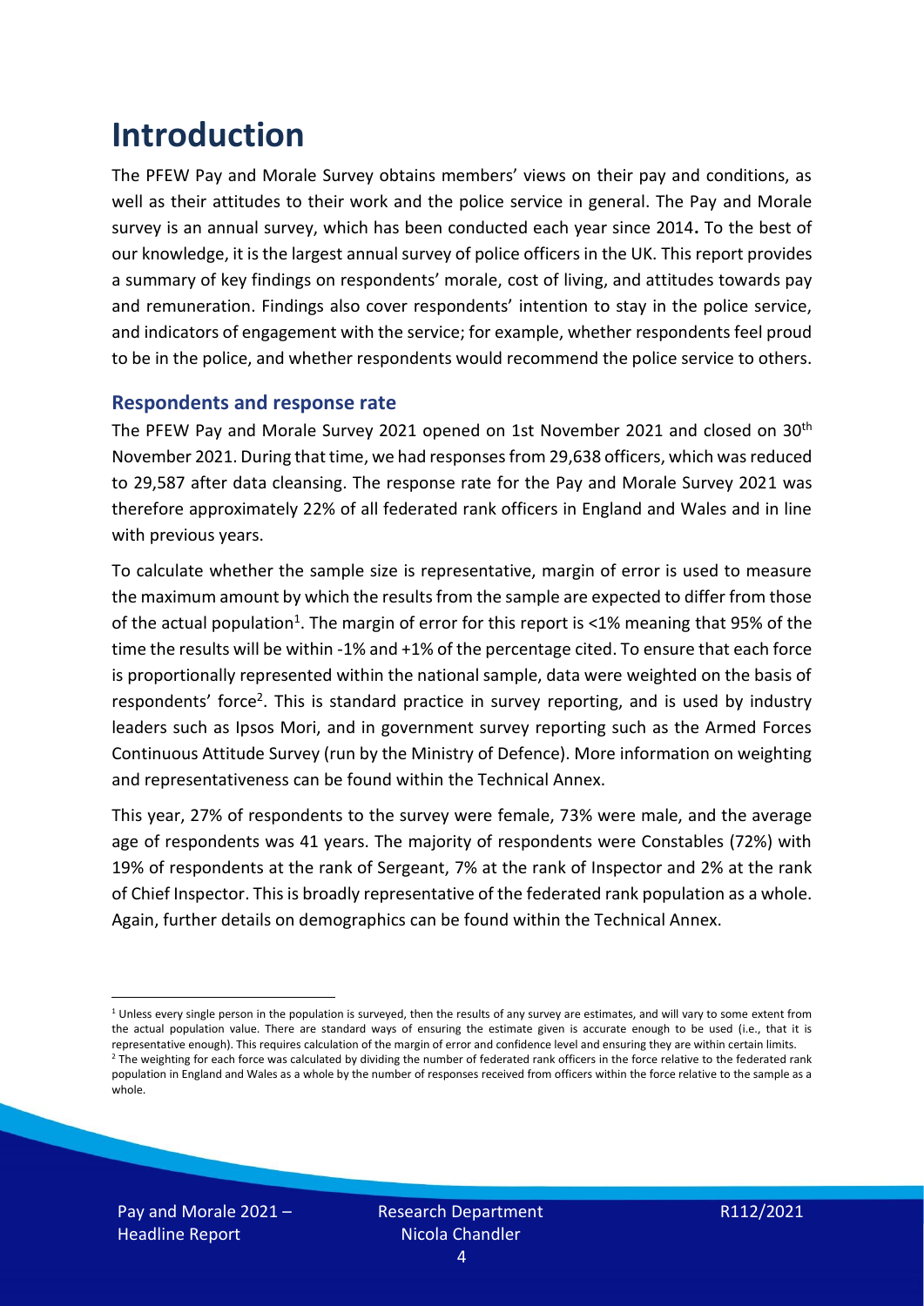# Introduction

The PFEW Pay and Morale Survey obtains members' views on their pay and conditions, as well as their attitudes to their work and the police service in general. The Pay and Morale survey is an annual survey, which has been conducted each year since 2014**.** To the best of our knowledge, it is the largest annual survey of police officers in the UK. This report provides a summary of key findings on respondents' morale, cost of living, and attitudes towards pay and remuneration. Findings also cover respondents' intention to stay in the police service, and indicators of engagement with the service; for example, whether respondents feel proud to be in the police, and whether respondents would recommend the police service to others.

## Respondents and response rate

The PFEW Pay and Morale Survey 2021 opened on 1st November 2021 and closed on 30th November 2021. During that time, we had responses from 29,638 officers, which was reduced to 29,587 after data cleansing. The response rate for the Pay and Morale Survey 2021 was therefore approximately 22% of all federated rank officers in England and Wales and in line with previous years.

To calculate whether the sample size is representative, margin of error is used to measure the maximum amount by which the results from the sample are expected to differ from those of the actual population[1]. The margin of error for this report is <1% meaning that 95% of the time the results will be within -1% and +1% of the percentage cited. To ensure that each force is proportionally represented within the national sample, data were weighted on the basis of respondents' force[2]. This is standard practice in survey reporting, and is used by industry leaders such as Ipsos Mori, and in government survey reporting such as the Armed Forces Continuous Attitude Survey (run by the Ministry of Defence). More information on weighting and representativeness can be found within the Technical Annex.

This year, 27% of respondents to the survey were female, 73% were male, and the average age of respondents was 41 years. The majority of respondents were Constables (72%) with 19% of respondents at the rank of Sergeant, 7% at the rank of Inspector and 2% at the rank of Chief Inspector. This is broadly representative of the federated rank population as a whole. Again, further details on demographics can be found within the Technical Annex.

---

[1] Unless every single person in the population is surveyed, then the results of any survey are estimates, and will vary to some extent from the actual population value. There are standard ways of ensuring the estimate given is accurate enough to be used (i.e., that it is representative enough). This requires calculation of the margin of error and confidence level and ensuring they are within certain limits.

[2] The weighting for each force was calculated by dividing the number of federated rank officers in the force relative to the federated rank population in England and Wales as a whole by the number of responses received from officers within the force relative to the sample as a whole.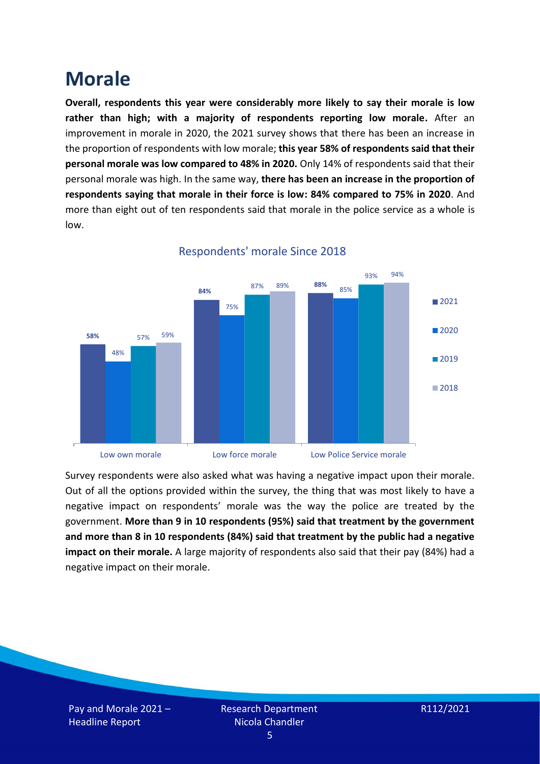# Morale

**Overall, respondents this year were considerably more likely to say their morale is low rather than high; with a majority of respondents reporting low morale.** After an improvement in morale in 2020, the 2021 survey shows that there has been an increase in the proportion of respondents with low morale; **this year 58% of respondents said that their personal morale was low compared to 48% in 2020.** Only 14% of respondents said that their personal morale was high. In the same way, **there has been an increase in the proportion of respondents saying that morale in their force is low: 84% compared to 75% in 2020**. And more than eight out of ten respondents said that morale in the police service as a whole is low.

Respondents' morale Since 2018

| | 2021 | 2020 | 2019 | 2018 |
|---|---|---|---|---|
| Low own morale | **58%** | 48% | 57% | 59% |
| Low force morale | **84%** | 75% | 87% | 89% |
| Low Police Service morale | **88%** | 85% | 93% | 94% |

Survey respondents were also asked what was having a negative impact upon their morale. Out of all the options provided within the survey, the thing that was most likely to have a negative impact on respondents' morale was the way the police are treated by the government. **More than 9 in 10 respondents (95%) said that treatment by the government and more than 8 in 10 respondents (84%) said that treatment by the public had a negative impact on their morale.** A large majority of respondents also said that their pay (84%) had a negative impact on their morale.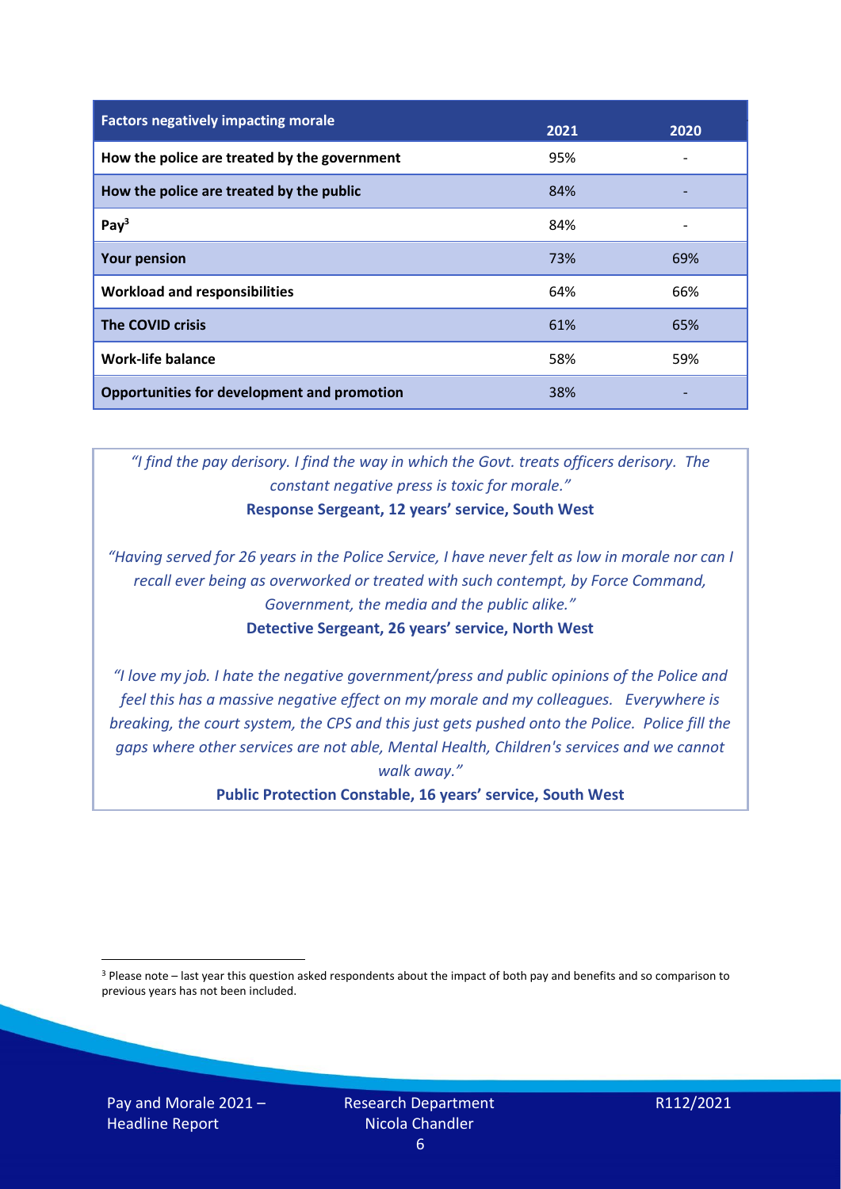| Factors negatively impacting morale | 2021 | 2020 |
|---|---|---|
| How the police are treated by the government | 95% | - |
| How the police are treated by the public | 84% | - |
| Pay[3] | 84% | - |
| Your pension | 73% | 69% |
| Workload and responsibilities | 64% | 66% |
| The COVID crisis | 61% | 65% |
| Work-life balance | 58% | 59% |
| Opportunities for development and promotion | 38% | - |

*"I find the pay derisory. I find the way in which the Govt. treats officers derisory. The constant negative press is toxic for morale."*
**Response Sergeant, 12 years' service, South West**

*"Having served for 26 years in the Police Service, I have never felt as low in morale nor can I recall ever being as overworked or treated with such contempt, by Force Command, Government, the media and the public alike."*
**Detective Sergeant, 26 years' service, North West**

*"I love my job. I hate the negative government/press and public opinions of the Police and feel this has a massive negative effect on my morale and my colleagues. Everywhere is breaking, the court system, the CPS and this just gets pushed onto the Police. Police fill the gaps where other services are not able, Mental Health, Children's services and we cannot walk away."*
**Public Protection Constable, 16 years' service, South West**

[3] Please note – last year this question asked respondents about the impact of both pay and benefits and so comparison to previous years has not been included.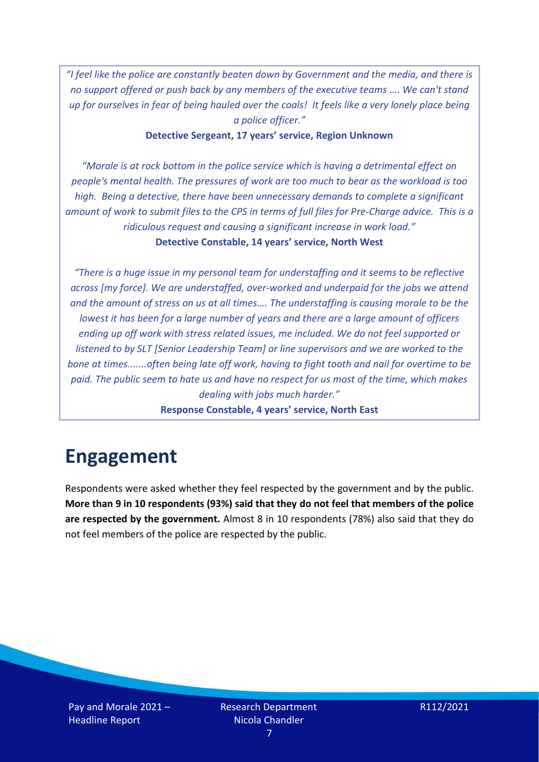*"I feel like the police are constantly beaten down by Government and the media, and there is no support offered or push back by any members of the executive teams …. We can't stand up for ourselves in fear of being hauled over the coals! It feels like a very lonely place being a police officer."*

**Detective Sergeant, 17 years' service, Region Unknown**

*"Morale is at rock bottom in the police service which is having a detrimental effect on people's mental health. The pressures of work are too much to bear as the workload is too high. Being a detective, there have been unnecessary demands to complete a significant amount of work to submit files to the CPS in terms of full files for Pre-Charge advice. This is a ridiculous request and causing a significant increase in work load."*

**Detective Constable, 14 years' service, North West**

*"There is a huge issue in my personal team for understaffing and it seems to be reflective across [my force]. We are understaffed, over-worked and underpaid for the jobs we attend and the amount of stress on us at all times…. The understaffing is causing morale to be the lowest it has been for a large number of years and there are a large amount of officers ending up off work with stress related issues, me included. We do not feel supported or listened to by SLT [Senior Leadership Team] or line supervisors and we are worked to the bone at times.......often being late off work, having to fight tooth and nail for overtime to be paid. The public seem to hate us and have no respect for us most of the time, which makes dealing with jobs much harder."*

**Response Constable, 4 years' service, North East**

# Engagement

Respondents were asked whether they feel respected by the government and by the public. **More than 9 in 10 respondents (93%) said that they do not feel that members of the police are respected by the government.** Almost 8 in 10 respondents (78%) also said that they do not feel members of the police are respected by the public.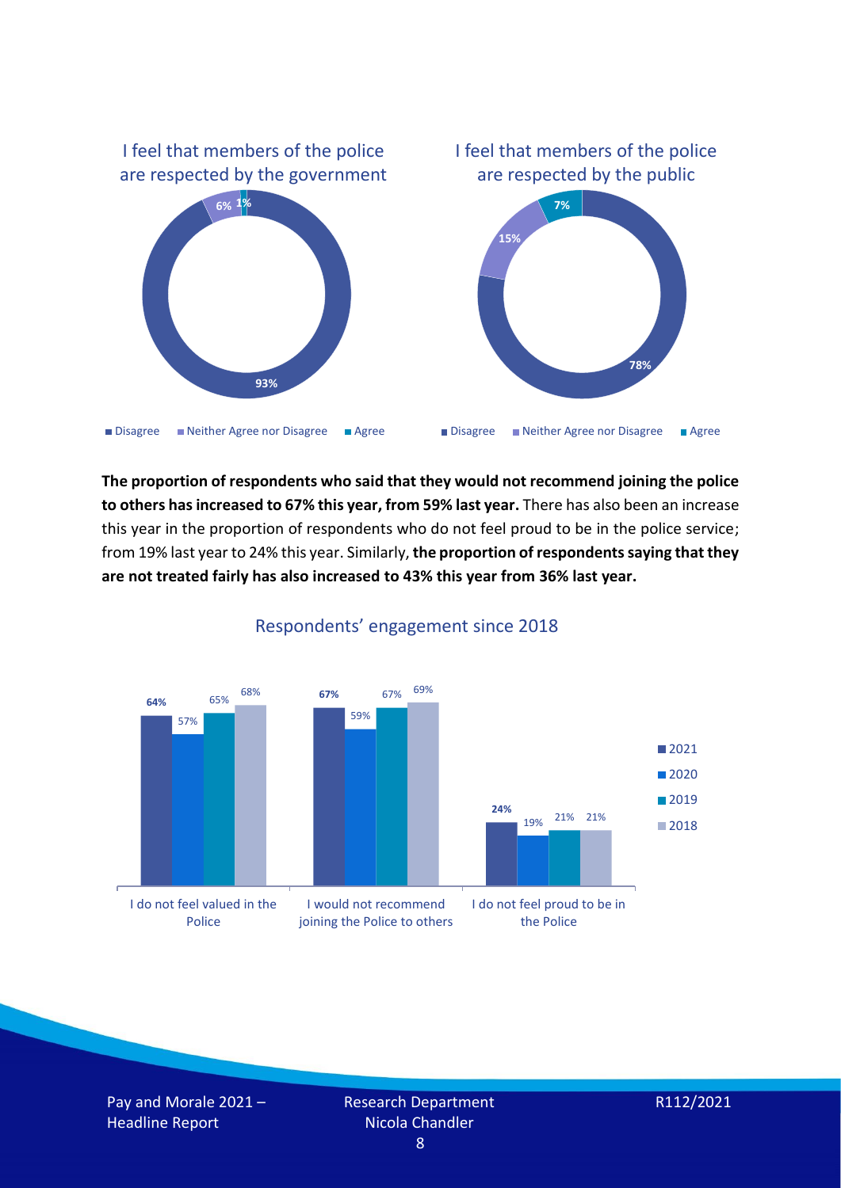I feel that members of the police are respected by the government

| | Percentage |
|---|---|
| Disagree | 93% |
| Neither Agree nor Disagree | 6% |
| Agree | 1% |

I feel that members of the police are respected by the public

| | Percentage |
|---|---|
| Disagree | 78% |
| Neither Agree nor Disagree | 15% |
| Agree | 7% |

**The proportion of respondents who said that they would not recommend joining the police to others has increased to 67% this year, from 59% last year.** There has also been an increase this year in the proportion of respondents who do not feel proud to be in the police service; from 19% last year to 24% this year. Similarly, **the proportion of respondents saying that they are not treated fairly has also increased to 43% this year from 36% last year.**

Respondents' engagement since 2018

| | 2021 | 2020 | 2019 | 2018 |
|---|---|---|---|---|
| I do not feel valued in the Police | 64% | 57% | 65% | 68% |
| I would not recommend joining the Police to others | 67% | 59% | 67% | 69% |
| I do not feel proud to be in the Police | 24% | 19% | 21% | 21% |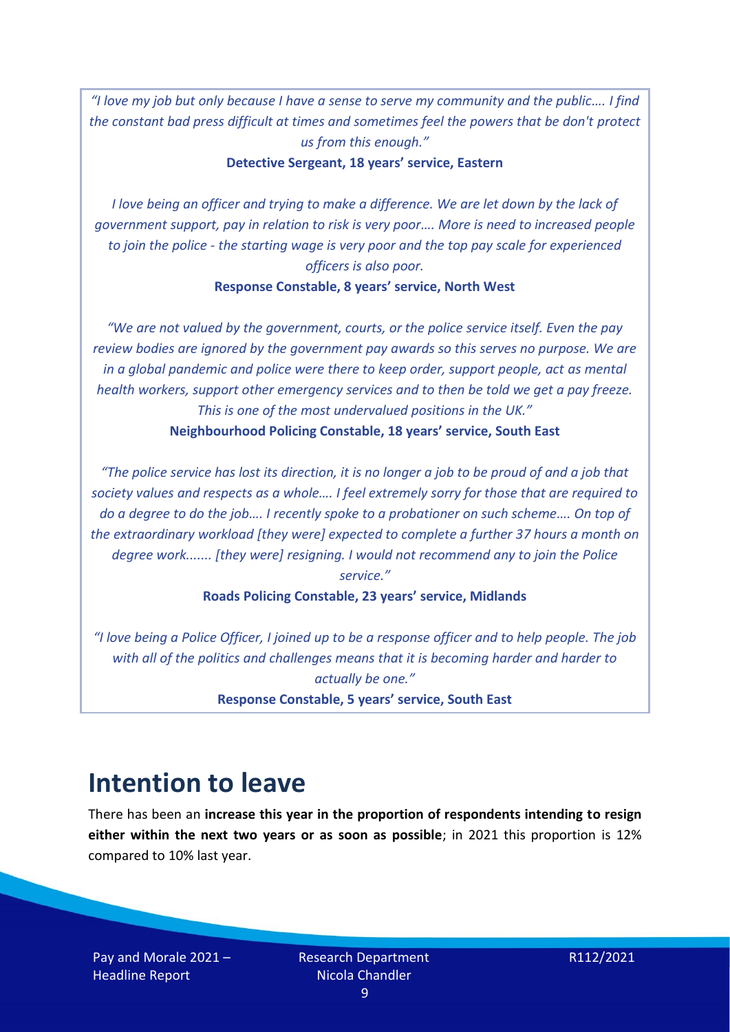*"I love my job but only because I have a sense to serve my community and the public…. I find the constant bad press difficult at times and sometimes feel the powers that be don't protect us from this enough."*

**Detective Sergeant, 18 years' service, Eastern**

*I love being an officer and trying to make a difference. We are let down by the lack of government support, pay in relation to risk is very poor…. More is need to increased people to join the police - the starting wage is very poor and the top pay scale for experienced officers is also poor.*

**Response Constable, 8 years' service, North West**

*"We are not valued by the government, courts, or the police service itself. Even the pay review bodies are ignored by the government pay awards so this serves no purpose. We are in a global pandemic and police were there to keep order, support people, act as mental health workers, support other emergency services and to then be told we get a pay freeze. This is one of the most undervalued positions in the UK."*

**Neighbourhood Policing Constable, 18 years' service, South East**

*"The police service has lost its direction, it is no longer a job to be proud of and a job that society values and respects as a whole…. I feel extremely sorry for those that are required to do a degree to do the job…. I recently spoke to a probationer on such scheme…. On top of the extraordinary workload [they were] expected to complete a further 37 hours a month on degree work....... [they were] resigning. I would not recommend any to join the Police service."*

**Roads Policing Constable, 23 years' service, Midlands**

*"I love being a Police Officer, I joined up to be a response officer and to help people. The job with all of the politics and challenges means that it is becoming harder and harder to actually be one."*

**Response Constable, 5 years' service, South East**

# Intention to leave

There has been an **increase this year in the proportion of respondents intending to resign either within the next two years or as soon as possible**; in 2021 this proportion is 12% compared to 10% last year.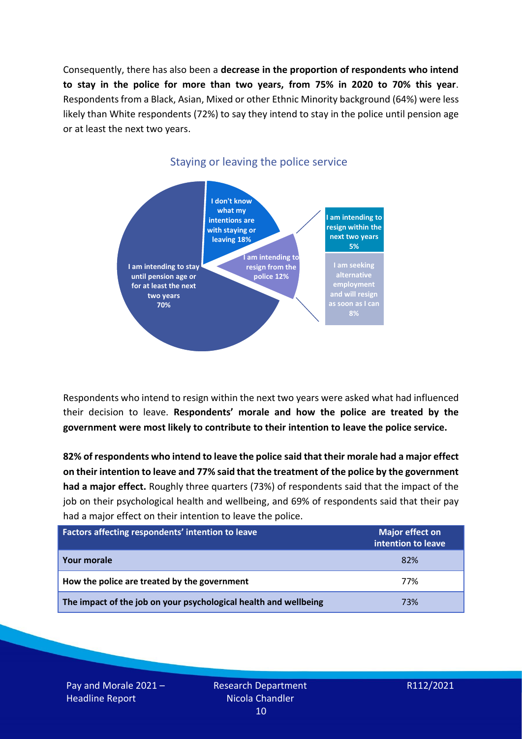Consequently, there has also been a **decrease in the proportion of respondents who intend to stay in the police for more than two years, from 75% in 2020 to 70% this year**. Respondents from a Black, Asian, Mixed or other Ethnic Minority background (64%) were less likely than White respondents (72%) to say they intend to stay in the police until pension age or at least the next two years.

Staying or leaving the police service

- I am intending to stay until pension age or for at least the next two years 70%
- I don't know what my intentions are with staying or leaving 18%
- I am intending to resign from the police 12%
  - I am intending to resign within the next two years 5%
  - I am seeking alternative employment and will resign as soon as I can 8%

Respondents who intend to resign within the next two years were asked what had influenced their decision to leave. **Respondents' morale and how the police are treated by the government were most likely to contribute to their intention to leave the police service.**

**82% of respondents who intend to leave the police said that their morale had a major effect on their intention to leave and 77% said that the treatment of the police by the government had a major effect.** Roughly three quarters (73%) of respondents said that the impact of the job on their psychological health and wellbeing, and 69% of respondents said that their pay had a major effect on their intention to leave the police.

| Factors affecting respondents' intention to leave | Major effect on intention to leave |
|---|---|
| Your morale | 82% |
| How the police are treated by the government | 77% |
| The impact of the job on your psychological health and wellbeing | 73% |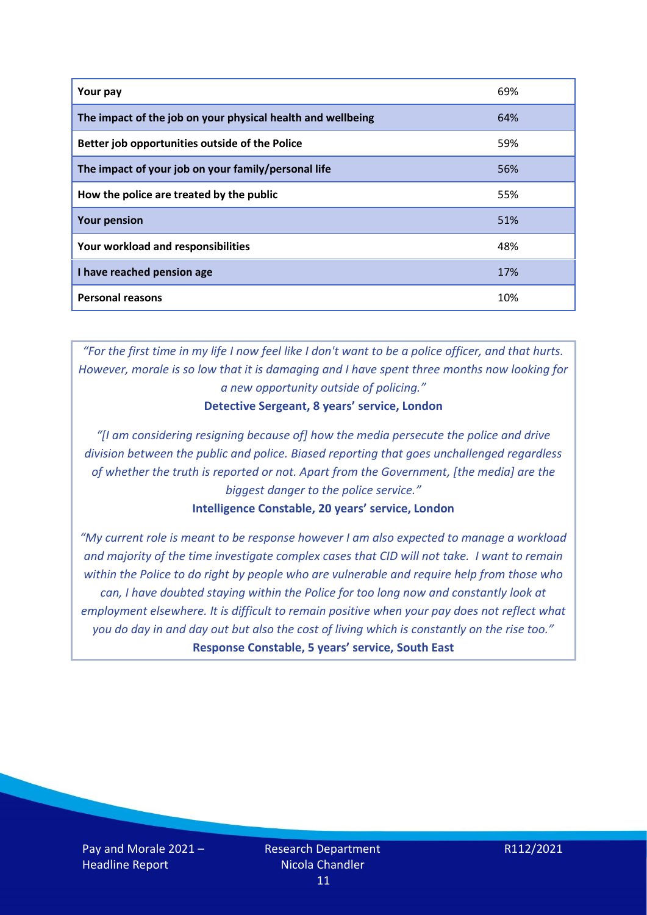| | |
|---|---|
| **Your pay** | 69% |
| **The impact of the job on your physical health and wellbeing** | 64% |
| **Better job opportunities outside of the Police** | 59% |
| **The impact of your job on your family/personal life** | 56% |
| **How the police are treated by the public** | 55% |
| **Your pension** | 51% |
| **Your workload and responsibilities** | 48% |
| **I have reached pension age** | 17% |
| **Personal reasons** | 10% |

*"For the first time in my life I now feel like I don't want to be a police officer, and that hurts. However, morale is so low that it is damaging and I have spent three months now looking for a new opportunity outside of policing."*
**Detective Sergeant, 8 years' service, London**

*"[I am considering resigning because of] how the media persecute the police and drive division between the public and police. Biased reporting that goes unchallenged regardless of whether the truth is reported or not. Apart from the Government, [the media] are the biggest danger to the police service."*
**Intelligence Constable, 20 years' service, London**

*"My current role is meant to be response however I am also expected to manage a workload and majority of the time investigate complex cases that CID will not take. I want to remain within the Police to do right by people who are vulnerable and require help from those who can, I have doubted staying within the Police for too long now and constantly look at employment elsewhere. It is difficult to remain positive when your pay does not reflect what you do day in and day out but also the cost of living which is constantly on the rise too."*
**Response Constable, 5 years' service, South East**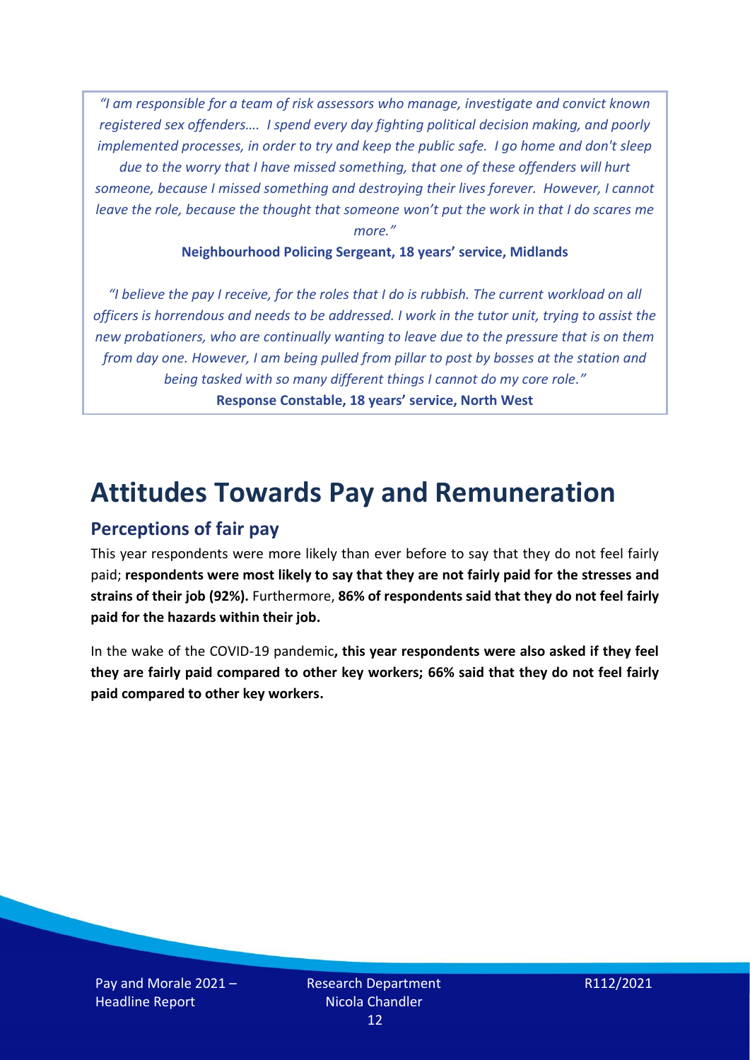*"I am responsible for a team of risk assessors who manage, investigate and convict known registered sex offenders…. I spend every day fighting political decision making, and poorly implemented processes, in order to try and keep the public safe. I go home and don't sleep due to the worry that I have missed something, that one of these offenders will hurt someone, because I missed something and destroying their lives forever. However, I cannot leave the role, because the thought that someone won't put the work in that I do scares me more."*

**Neighbourhood Policing Sergeant, 18 years' service, Midlands**

*"I believe the pay I receive, for the roles that I do is rubbish. The current workload on all officers is horrendous and needs to be addressed. I work in the tutor unit, trying to assist the new probationers, who are continually wanting to leave due to the pressure that is on them from day one. However, I am being pulled from pillar to post by bosses at the station and being tasked with so many different things I cannot do my core role."*

**Response Constable, 18 years' service, North West**

# Attitudes Towards Pay and Remuneration

## Perceptions of fair pay

This year respondents were more likely than ever before to say that they do not feel fairly paid; **respondents were most likely to say that they are not fairly paid for the stresses and strains of their job (92%).** Furthermore, **86% of respondents said that they do not feel fairly paid for the hazards within their job.**

In the wake of the COVID-19 pandemic**, this year respondents were also asked if they feel they are fairly paid compared to other key workers; 66% said that they do not feel fairly paid compared to other key workers.**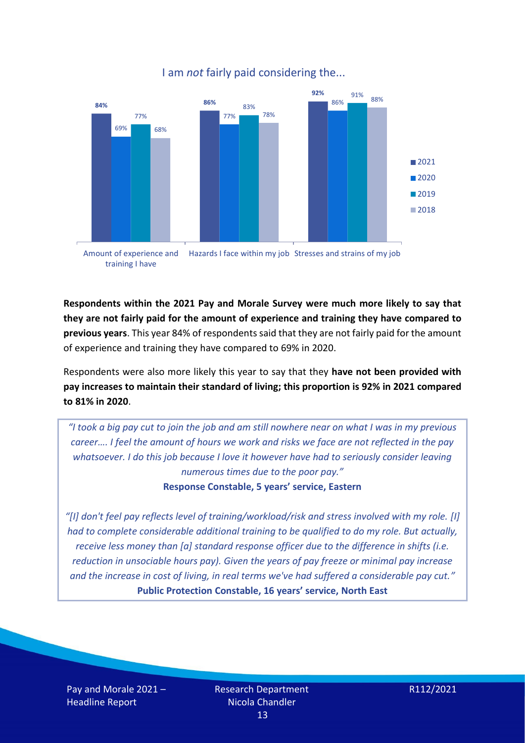I am *not* fairly paid considering the...

| | 2021 | 2020 | 2019 | 2018 |
|---|---|---|---|---|
| Amount of experience and training I have | 84% | 69% | 77% | 68% |
| Hazards I face within my job | 86% | 77% | 83% | 78% |
| Stresses and strains of my job | 92% | 86% | 91% | 88% |

**Respondents within the 2021 Pay and Morale Survey were much more likely to say that they are not fairly paid for the amount of experience and training they have compared to previous years**. This year 84% of respondents said that they are not fairly paid for the amount of experience and training they have compared to 69% in 2020.

Respondents were also more likely this year to say that they **have not been provided with pay increases to maintain their standard of living; this proportion is 92% in 2021 compared to 81% in 2020**.

*"I took a big pay cut to join the job and am still nowhere near on what I was in my previous career…. I feel the amount of hours we work and risks we face are not reflected in the pay whatsoever. I do this job because I love it however have had to seriously consider leaving numerous times due to the poor pay."*

**Response Constable, 5 years' service, Eastern**

*"[I] don't feel pay reflects level of training/workload/risk and stress involved with my role. [I] had to complete considerable additional training to be qualified to do my role. But actually, receive less money than [a] standard response officer due to the difference in shifts (i.e. reduction in unsociable hours pay). Given the years of pay freeze or minimal pay increase and the increase in cost of living, in real terms we've had suffered a considerable pay cut."*

**Public Protection Constable, 16 years' service, North East**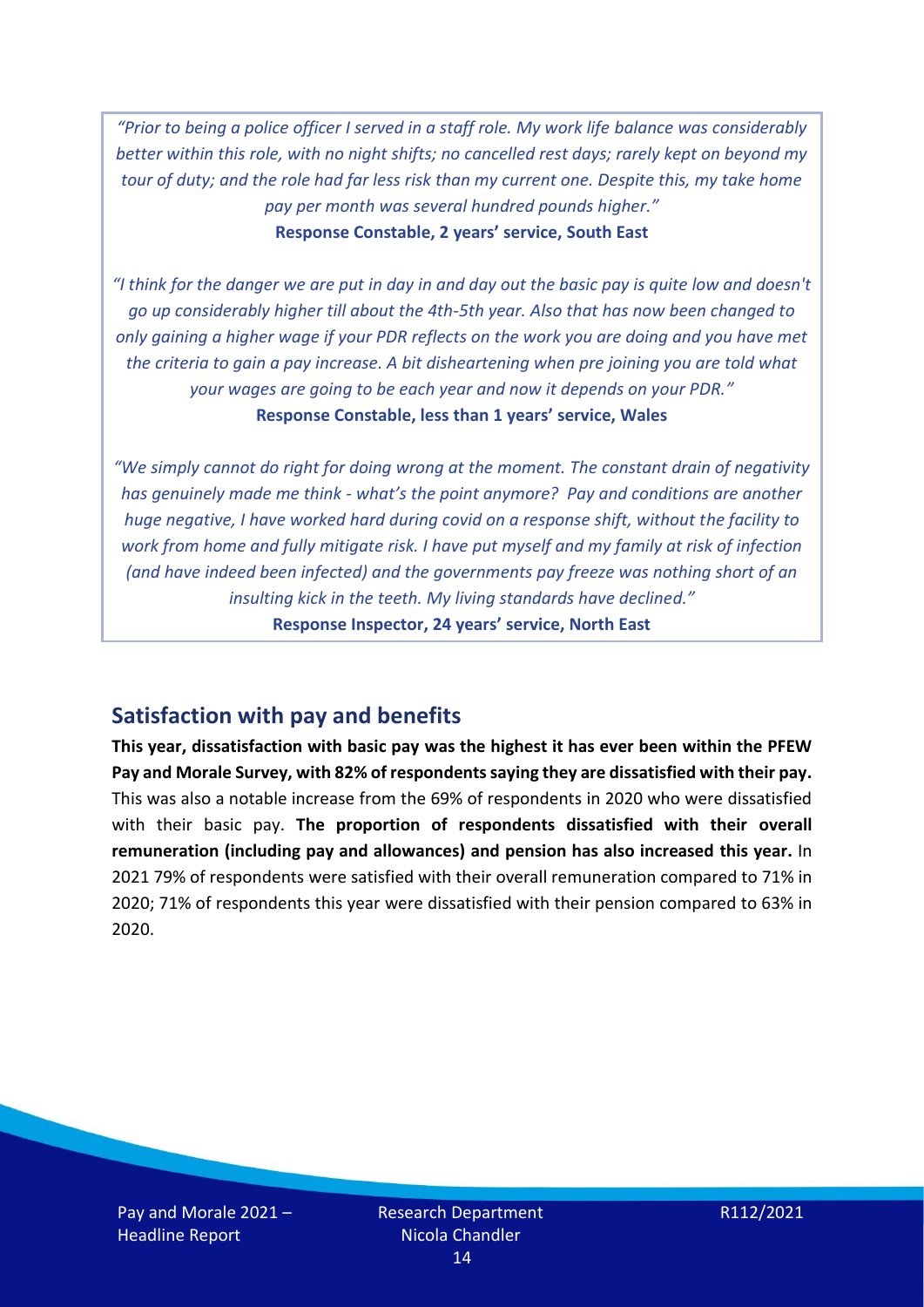*"Prior to being a police officer I served in a staff role. My work life balance was considerably better within this role, with no night shifts; no cancelled rest days; rarely kept on beyond my tour of duty; and the role had far less risk than my current one. Despite this, my take home pay per month was several hundred pounds higher."*
**Response Constable, 2 years' service, South East**

*"I think for the danger we are put in day in and day out the basic pay is quite low and doesn't go up considerably higher till about the 4th-5th year. Also that has now been changed to only gaining a higher wage if your PDR reflects on the work you are doing and you have met the criteria to gain a pay increase. A bit disheartening when pre joining you are told what your wages are going to be each year and now it depends on your PDR."*
**Response Constable, less than 1 years' service, Wales**

*"We simply cannot do right for doing wrong at the moment. The constant drain of negativity has genuinely made me think - what's the point anymore? Pay and conditions are another huge negative, I have worked hard during covid on a response shift, without the facility to work from home and fully mitigate risk. I have put myself and my family at risk of infection (and have indeed been infected) and the governments pay freeze was nothing short of an insulting kick in the teeth. My living standards have declined."*
**Response Inspector, 24 years' service, North East**

## Satisfaction with pay and benefits

**This year, dissatisfaction with basic pay was the highest it has ever been within the PFEW Pay and Morale Survey, with 82% of respondents saying they are dissatisfied with their pay.** This was also a notable increase from the 69% of respondents in 2020 who were dissatisfied with their basic pay. **The proportion of respondents dissatisfied with their overall remuneration (including pay and allowances) and pension has also increased this year.** In 2021 79% of respondents were satisfied with their overall remuneration compared to 71% in 2020; 71% of respondents this year were dissatisfied with their pension compared to 63% in 2020.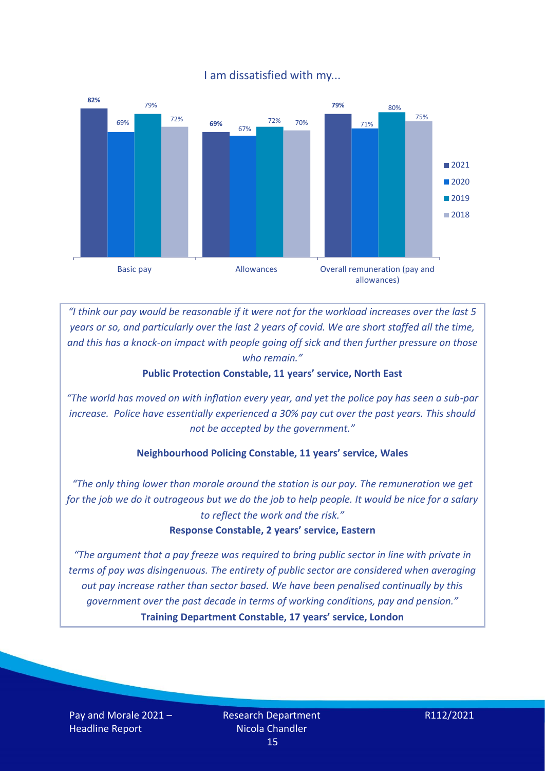I am dissatisfied with my...

| | 2021 | 2020 | 2019 | 2018 |
|---|---|---|---|---|
| Basic pay | 82% | 69% | 79% | 72% |
| Allowances | 69% | 67% | 72% | 70% |
| Overall remuneration (pay and allowances) | 79% | 71% | 80% | 75% |

*"I think our pay would be reasonable if it were not for the workload increases over the last 5 years or so, and particularly over the last 2 years of covid. We are short staffed all the time, and this has a knock-on impact with people going off sick and then further pressure on those who remain."*

**Public Protection Constable, 11 years' service, North East**

*"The world has moved on with inflation every year, and yet the police pay has seen a sub-par increase. Police have essentially experienced a 30% pay cut over the past years. This should not be accepted by the government."*

**Neighbourhood Policing Constable, 11 years' service, Wales**

*"The only thing lower than morale around the station is our pay. The remuneration we get for the job we do it outrageous but we do the job to help people. It would be nice for a salary to reflect the work and the risk."*

**Response Constable, 2 years' service, Eastern**

*"The argument that a pay freeze was required to bring public sector in line with private in terms of pay was disingenuous. The entirety of public sector are considered when averaging out pay increase rather than sector based. We have been penalised continually by this government over the past decade in terms of working conditions, pay and pension."*

**Training Department Constable, 17 years' service, London**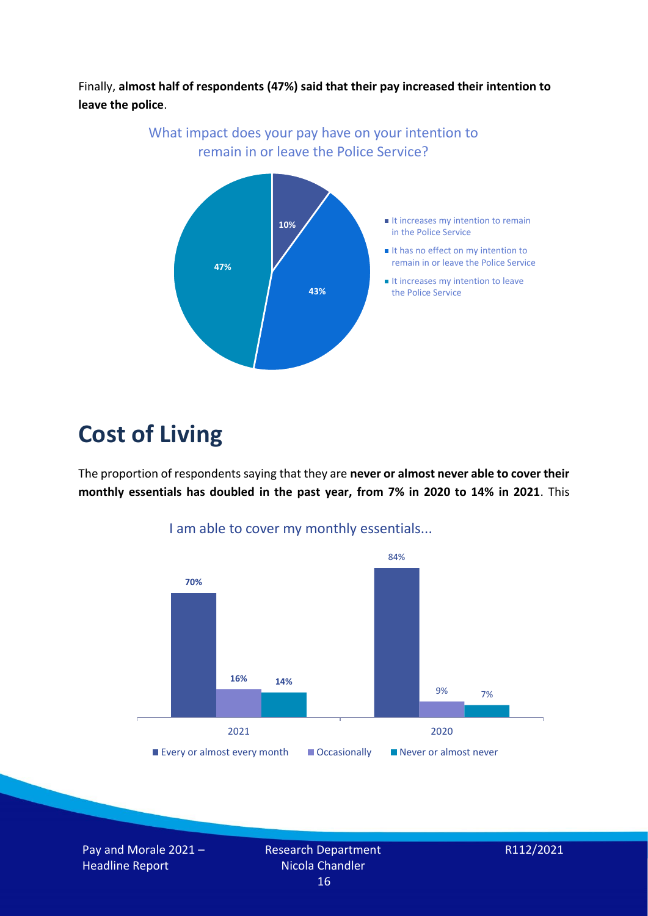Finally, **almost half of respondents (47%) said that their pay increased their intention to leave the police**.

What impact does your pay have on your intention to remain in or leave the Police Service?

| Response | % |
|---|---|
| It increases my intention to remain in the Police Service | 10% |
| It has no effect on my intention to remain in or leave the Police Service | 43% |
| It increases my intention to leave the Police Service | 47% |

# Cost of Living

The proportion of respondents saying that they are **never or almost never able to cover their monthly essentials has doubled in the past year, from 7% in 2020 to 14% in 2021**. This

I am able to cover my monthly essentials...

| | Every or almost every month | Occasionally | Never or almost never |
|---|---|---|---|
| 2021 | 70% | 16% | 14% |
| 2020 | 84% | 9% | 7% |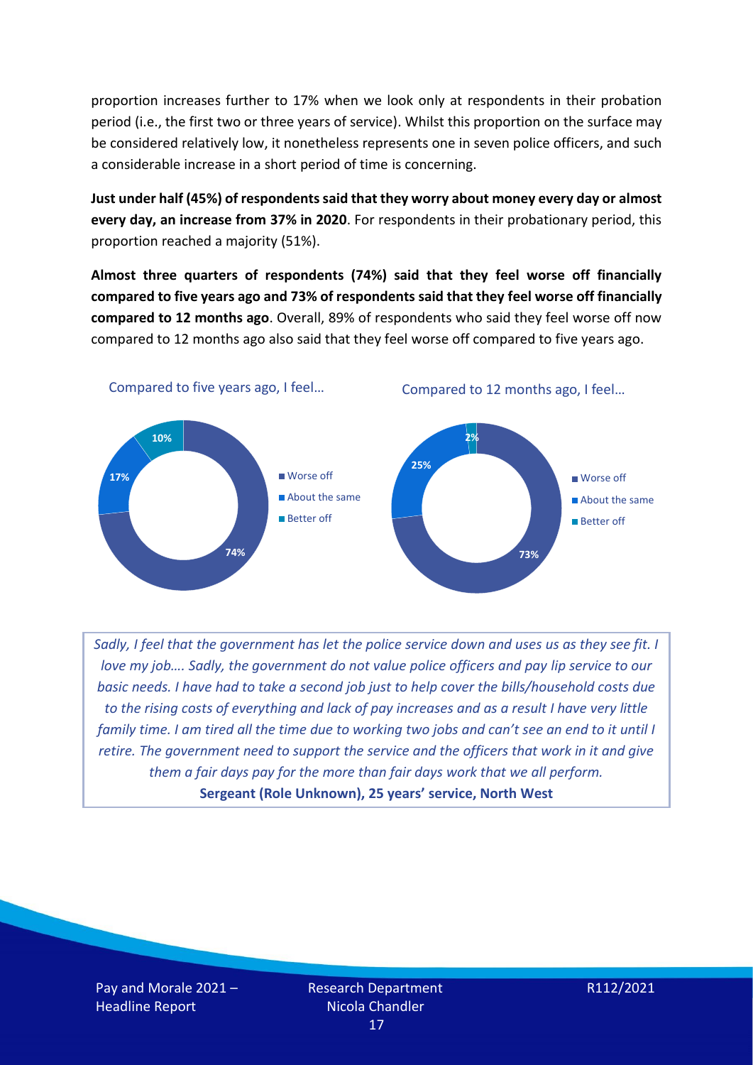proportion increases further to 17% when we look only at respondents in their probation period (i.e., the first two or three years of service). Whilst this proportion on the surface may be considered relatively low, it nonetheless represents one in seven police officers, and such a considerable increase in a short period of time is concerning.

**Just under half (45%) of respondents said that they worry about money every day or almost every day, an increase from 37% in 2020**. For respondents in their probationary period, this proportion reached a majority (51%).

**Almost three quarters of respondents (74%) said that they feel worse off financially compared to five years ago and 73% of respondents said that they feel worse off financially compared to 12 months ago**. Overall, 89% of respondents who said they feel worse off now compared to 12 months ago also said that they feel worse off compared to five years ago.

Compared to five years ago, I feel…

| Response | % |
|---|---|
| Worse off | 74% |
| About the same | 17% |
| Better off | 10% |

Compared to 12 months ago, I feel…

| Response | % |
|---|---|
| Worse off | 73% |
| About the same | 25% |
| Better off | 2% |

*Sadly, I feel that the government has let the police service down and uses us as they see fit. I love my job…. Sadly, the government do not value police officers and pay lip service to our basic needs. I have had to take a second job just to help cover the bills/household costs due to the rising costs of everything and lack of pay increases and as a result I have very little family time. I am tired all the time due to working two jobs and can't see an end to it until I retire. The government need to support the service and the officers that work in it and give them a fair days pay for the more than fair days work that we all perform.*

**Sergeant (Role Unknown), 25 years' service, North West**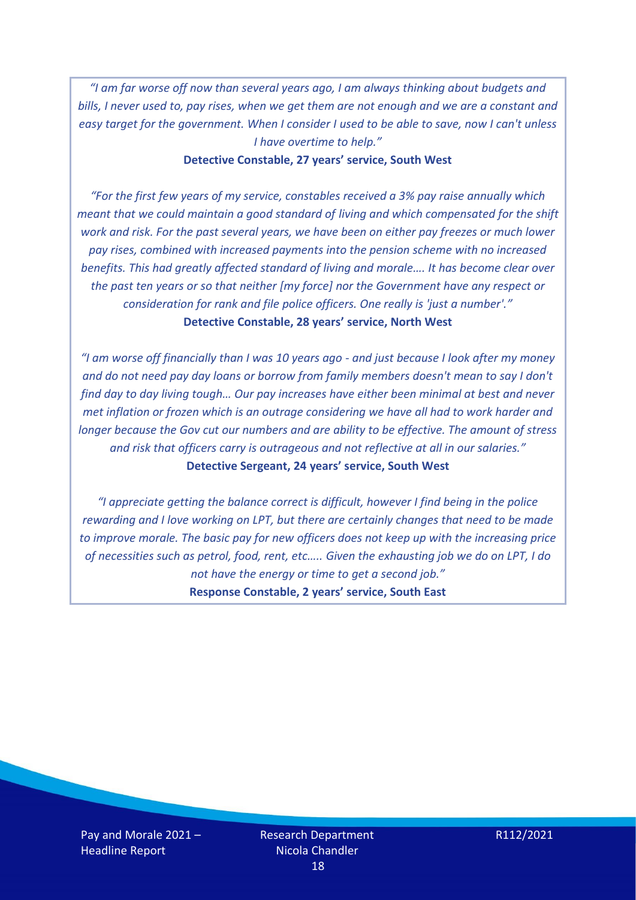*"I am far worse off now than several years ago, I am always thinking about budgets and bills, I never used to, pay rises, when we get them are not enough and we are a constant and easy target for the government. When I consider I used to be able to save, now I can't unless I have overtime to help."*

**Detective Constable, 27 years' service, South West**

*"For the first few years of my service, constables received a 3% pay raise annually which meant that we could maintain a good standard of living and which compensated for the shift work and risk. For the past several years, we have been on either pay freezes or much lower pay rises, combined with increased payments into the pension scheme with no increased benefits. This had greatly affected standard of living and morale…. It has become clear over the past ten years or so that neither [my force] nor the Government have any respect or consideration for rank and file police officers. One really is 'just a number'."*

**Detective Constable, 28 years' service, North West**

*"I am worse off financially than I was 10 years ago - and just because I look after my money and do not need pay day loans or borrow from family members doesn't mean to say I don't find day to day living tough… Our pay increases have either been minimal at best and never met inflation or frozen which is an outrage considering we have all had to work harder and longer because the Gov cut our numbers and are ability to be effective. The amount of stress and risk that officers carry is outrageous and not reflective at all in our salaries."*

**Detective Sergeant, 24 years' service, South West**

*"I appreciate getting the balance correct is difficult, however I find being in the police rewarding and I love working on LPT, but there are certainly changes that need to be made to improve morale. The basic pay for new officers does not keep up with the increasing price of necessities such as petrol, food, rent, etc….. Given the exhausting job we do on LPT, I do not have the energy or time to get a second job."*

**Response Constable, 2 years' service, South East**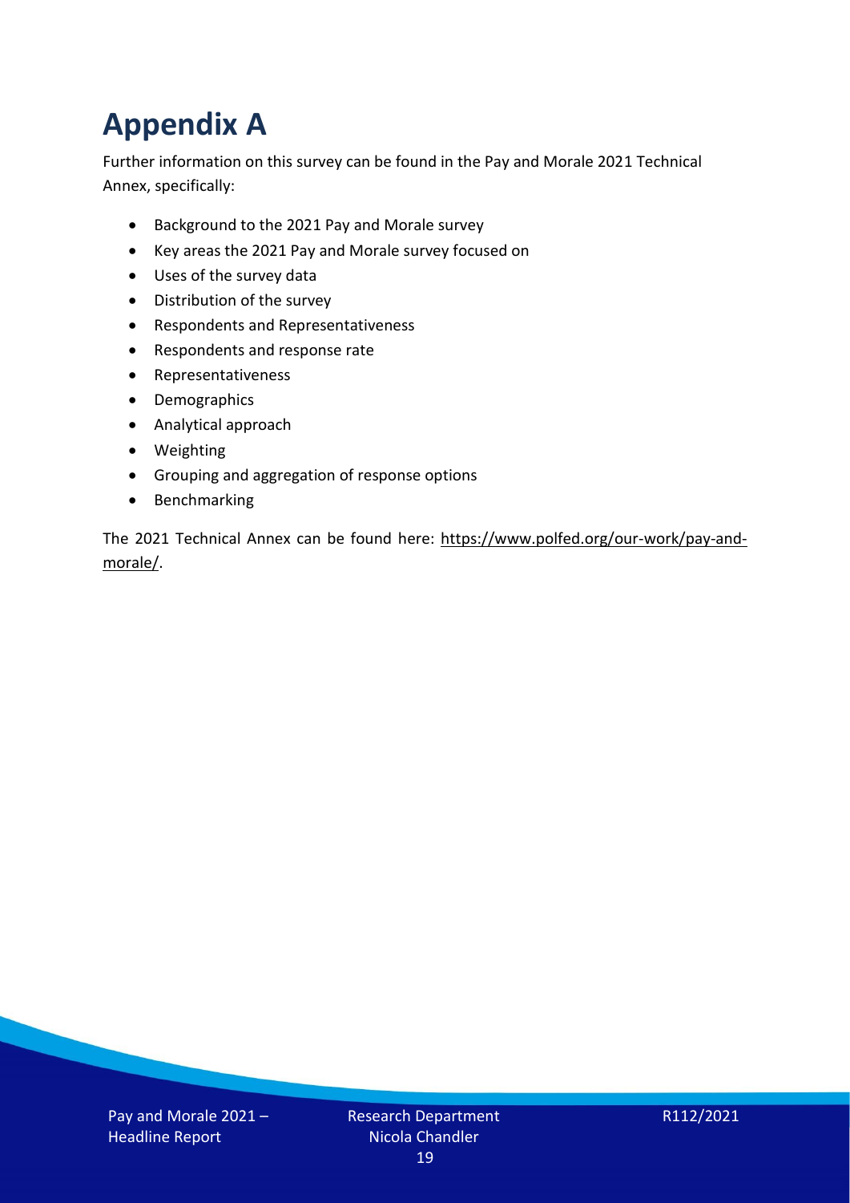# Appendix A

Further information on this survey can be found in the Pay and Morale 2021 Technical Annex, specifically:

- Background to the 2021 Pay and Morale survey
- Key areas the 2021 Pay and Morale survey focused on
- Uses of the survey data
- Distribution of the survey
- Respondents and Representativeness
- Respondents and response rate
- Representativeness
- Demographics
- Analytical approach
- Weighting
- Grouping and aggregation of response options
- Benchmarking

The 2021 Technical Annex can be found here: https://www.polfed.org/our-work/pay-and-morale/.